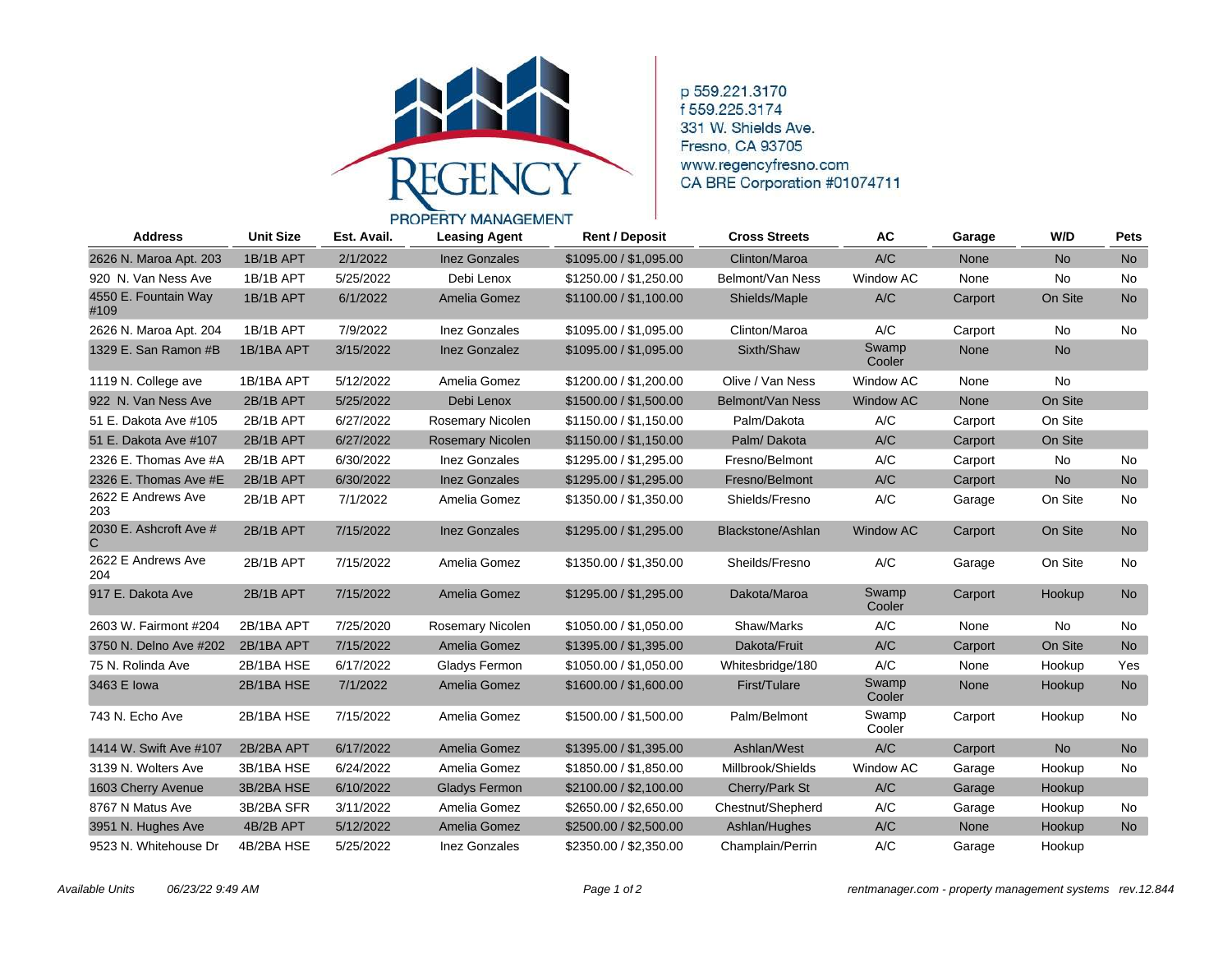# REGENCY PROPERTY MANAGEMENT

p 559.221.3170
f 559.225.3174
331 W. Shields Ave.
Fresno, CA 93705
www.regencyfresno.com
CA BRE Corporation #01074711

| Address | Unit Size | Est. Avail. | Leasing Agent | Rent / Deposit | Cross Streets | AC | Garage | W/D | Pets |
|---|---|---|---|---|---|---|---|---|---|
| 2626 N. Maroa Apt. 203 | 1B/1B APT | 2/1/2022 | Inez Gonzales | $1095.00 / $1,095.00 | Clinton/Maroa | A/C | None | No | No |
| 920 N. Van Ness Ave | 1B/1B APT | 5/25/2022 | Debi Lenox | $1250.00 / $1,250.00 | Belmont/Van Ness | Window AC | None | No | No |
| 4550 E. Fountain Way #109 | 1B/1B APT | 6/1/2022 | Amelia Gomez | $1100.00 / $1,100.00 | Shields/Maple | A/C | Carport | On Site | No |
| 2626 N. Maroa Apt. 204 | 1B/1B APT | 7/9/2022 | Inez Gonzales | $1095.00 / $1,095.00 | Clinton/Maroa | A/C | Carport | No | No |
| 1329 E. San Ramon #B | 1B/1BA APT | 3/15/2022 | Inez Gonzalez | $1095.00 / $1,095.00 | Sixth/Shaw | Swamp Cooler | None | No | |
| 1119 N. College ave | 1B/1BA APT | 5/12/2022 | Amelia Gomez | $1200.00 / $1,200.00 | Olive / Van Ness | Window AC | None | No | |
| 922 N. Van Ness Ave | 2B/1B APT | 5/25/2022 | Debi Lenox | $1500.00 / $1,500.00 | Belmont/Van Ness | Window AC | None | On Site | |
| 51 E. Dakota Ave #105 | 2B/1B APT | 6/27/2022 | Rosemary Nicolen | $1150.00 / $1,150.00 | Palm/Dakota | A/C | Carport | On Site | |
| 51 E. Dakota Ave #107 | 2B/1B APT | 6/27/2022 | Rosemary Nicolen | $1150.00 / $1,150.00 | Palm/ Dakota | A/C | Carport | On Site | |
| 2326 E. Thomas Ave #A | 2B/1B APT | 6/30/2022 | Inez Gonzales | $1295.00 / $1,295.00 | Fresno/Belmont | A/C | Carport | No | No |
| 2326 E. Thomas Ave #E | 2B/1B APT | 6/30/2022 | Inez Gonzales | $1295.00 / $1,295.00 | Fresno/Belmont | A/C | Carport | No | No |
| 2622 E Andrews Ave 203 | 2B/1B APT | 7/1/2022 | Amelia Gomez | $1350.00 / $1,350.00 | Shields/Fresno | A/C | Garage | On Site | No |
| 2030 E. Ashcroft Ave # C | 2B/1B APT | 7/15/2022 | Inez Gonzales | $1295.00 / $1,295.00 | Blackstone/Ashlan | Window AC | Carport | On Site | No |
| 2622 E Andrews Ave 204 | 2B/1B APT | 7/15/2022 | Amelia Gomez | $1350.00 / $1,350.00 | Sheilds/Fresno | A/C | Garage | On Site | No |
| 917 E. Dakota Ave | 2B/1B APT | 7/15/2022 | Amelia Gomez | $1295.00 / $1,295.00 | Dakota/Maroa | Swamp Cooler | Carport | Hookup | No |
| 2603 W. Fairmont #204 | 2B/1BA APT | 7/25/2020 | Rosemary Nicolen | $1050.00 / $1,050.00 | Shaw/Marks | A/C | None | No | No |
| 3750 N. Delno Ave #202 | 2B/1BA APT | 7/15/2022 | Amelia Gomez | $1395.00 / $1,395.00 | Dakota/Fruit | A/C | Carport | On Site | No |
| 75 N. Rolinda Ave | 2B/1BA HSE | 6/17/2022 | Gladys Fermon | $1050.00 / $1,050.00 | Whitesbridge/180 | A/C | None | Hookup | Yes |
| 3463 E Iowa | 2B/1BA HSE | 7/1/2022 | Amelia Gomez | $1600.00 / $1,600.00 | First/Tulare | Swamp Cooler | None | Hookup | No |
| 743 N. Echo Ave | 2B/1BA HSE | 7/15/2022 | Amelia Gomez | $1500.00 / $1,500.00 | Palm/Belmont | Swamp Cooler | Carport | Hookup | No |
| 1414 W. Swift Ave #107 | 2B/2BA APT | 6/17/2022 | Amelia Gomez | $1395.00 / $1,395.00 | Ashlan/West | A/C | Carport | No | No |
| 3139 N. Wolters Ave | 3B/1BA HSE | 6/24/2022 | Amelia Gomez | $1850.00 / $1,850.00 | Millbrook/Shields | Window AC | Garage | Hookup | No |
| 1603 Cherry Avenue | 3B/2BA HSE | 6/10/2022 | Gladys Fermon | $2100.00 / $2,100.00 | Cherry/Park St | A/C | Garage | Hookup | |
| 8767 N Matus Ave | 3B/2BA SFR | 3/11/2022 | Amelia Gomez | $2650.00 / $2,650.00 | Chestnut/Shepherd | A/C | Garage | Hookup | No |
| 3951 N. Hughes Ave | 4B/2B APT | 5/12/2022 | Amelia Gomez | $2500.00 / $2,500.00 | Ashlan/Hughes | A/C | None | Hookup | No |
| 9523 N. Whitehouse Dr | 4B/2BA HSE | 5/25/2022 | Inez Gonzales | $2350.00 / $2,350.00 | Champlain/Perrin | A/C | Garage | Hookup | |

*Available Units 06/23/22 9:49 AM*

*rentmanager.com - property management systems rev.12.844*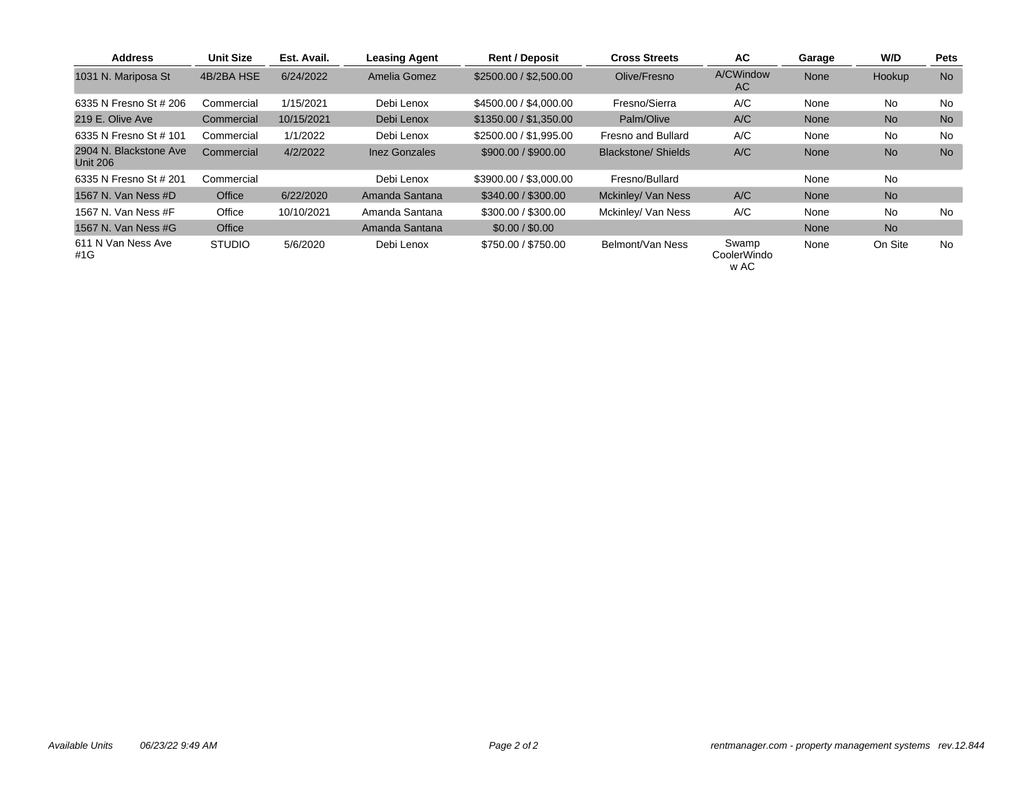| Address | Unit Size | Est. Avail. | Leasing Agent | Rent / Deposit | Cross Streets | AC | Garage | W/D | Pets |
|---|---|---|---|---|---|---|---|---|---|
| 1031 N. Mariposa St | 4B/2BA HSE | 6/24/2022 | Amelia Gomez | $2500.00 / $2,500.00 | Olive/Fresno | A/CWindow AC | None | Hookup | No |
| 6335 N Fresno St # 206 | Commercial | 1/15/2021 | Debi Lenox | $4500.00 / $4,000.00 | Fresno/Sierra | A/C | None | No | No |
| 219 E. Olive Ave | Commercial | 10/15/2021 | Debi Lenox | $1350.00 / $1,350.00 | Palm/Olive | A/C | None | No | No |
| 6335 N Fresno St # 101 | Commercial | 1/1/2022 | Debi Lenox | $2500.00 / $1,995.00 | Fresno and Bullard | A/C | None | No | No |
| 2904 N. Blackstone Ave Unit 206 | Commercial | 4/2/2022 | Inez Gonzales | $900.00 / $900.00 | Blackstone/ Shields | A/C | None | No | No |
| 6335 N Fresno St # 201 | Commercial | | Debi Lenox | $3900.00 / $3,000.00 | Fresno/Bullard | | None | No | |
| 1567 N. Van Ness #D | Office | 6/22/2020 | Amanda Santana | $340.00 / $300.00 | Mckinley/ Van Ness | A/C | None | No | |
| 1567 N. Van Ness #F | Office | 10/10/2021 | Amanda Santana | $300.00 / $300.00 | Mckinley/ Van Ness | A/C | None | No | No |
| 1567 N. Van Ness #G | Office | | Amanda Santana | $0.00 / $0.00 | | | None | No | |
| 611 N Van Ness Ave #1G | STUDIO | 5/6/2020 | Debi Lenox | $750.00 / $750.00 | Belmont/Van Ness | Swamp CoolerWindow AC | None | On Site | No |

*Available Units* *06/23/22 9:49 AM* *rentmanager.com - property management systems rev.12.844*